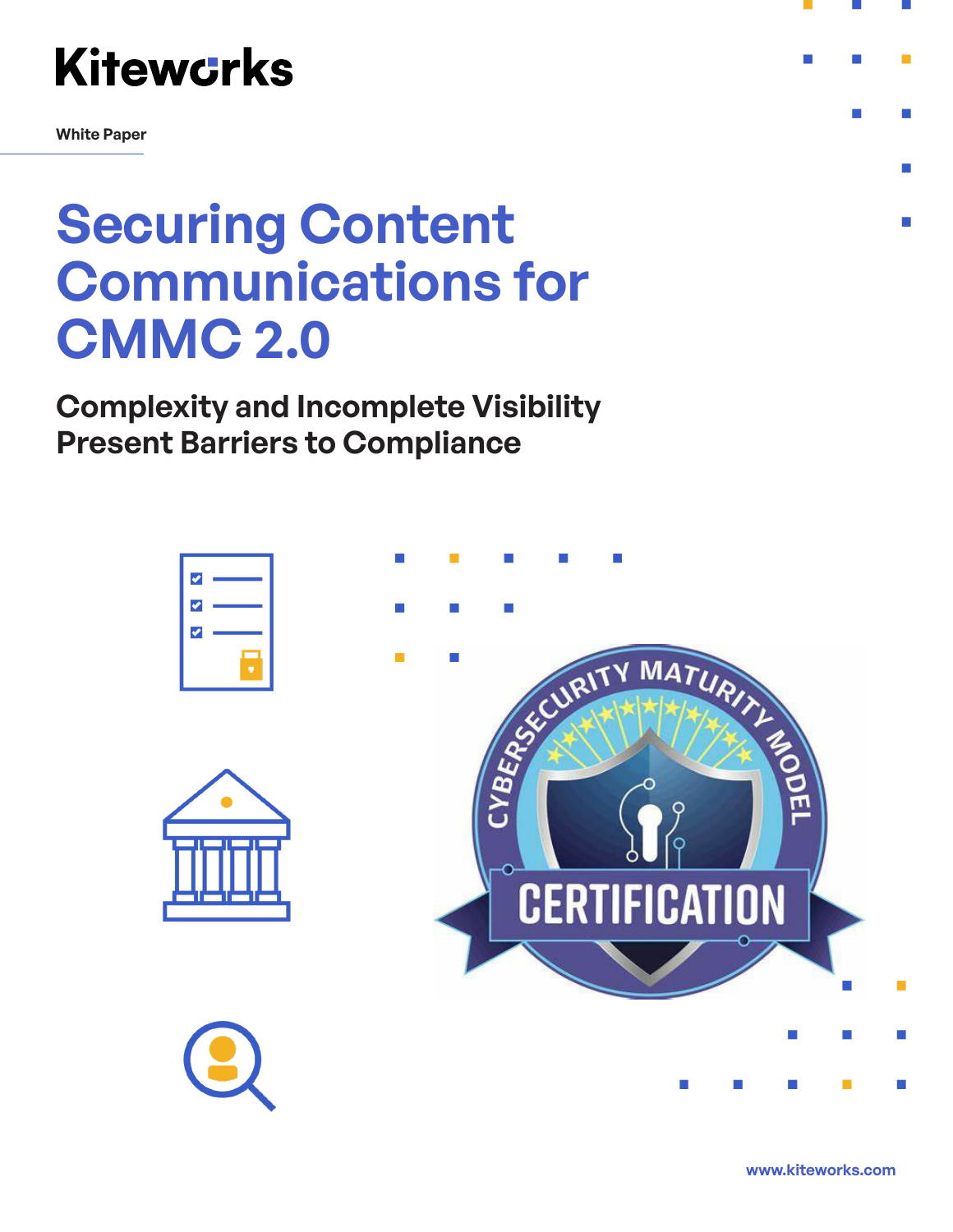Kiteworks

White Paper

# Securing Content Communications for CMMC 2.0

## Complexity and Incomplete Visibility Present Barriers to Compliance

www.kiteworks.com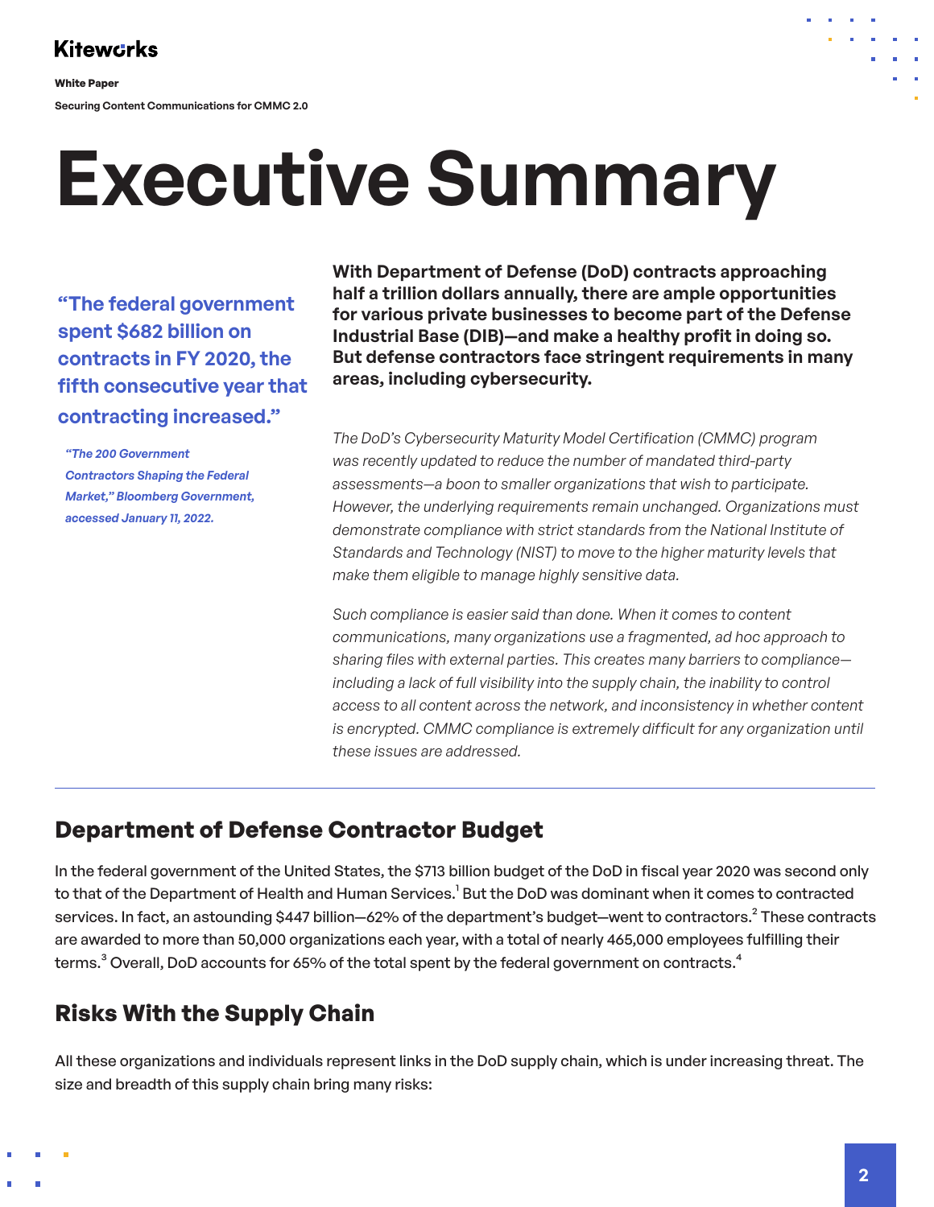# Executive Summary

> **"The federal government spent $682 billion on contracts in FY 2020, the fifth consecutive year that contracting increased."**
>
> ***"The 200 Government Contractors Shaping the Federal Market," Bloomberg Government, accessed January 11, 2022.***

**With Department of Defense (DoD) contracts approaching half a trillion dollars annually, there are ample opportunities for various private businesses to become part of the Defense Industrial Base (DIB)—and make a healthy profit in doing so. But defense contractors face stringent requirements in many areas, including cybersecurity.**

*The DoD's Cybersecurity Maturity Model Certification (CMMC) program was recently updated to reduce the number of mandated third-party assessments—a boon to smaller organizations that wish to participate. However, the underlying requirements remain unchanged. Organizations must demonstrate compliance with strict standards from the National Institute of Standards and Technology (NIST) to move to the higher maturity levels that make them eligible to manage highly sensitive data.*

*Such compliance is easier said than done. When it comes to content communications, many organizations use a fragmented, ad hoc approach to sharing files with external parties. This creates many barriers to compliance—including a lack of full visibility into the supply chain, the inability to control access to all content across the network, and inconsistency in whether content is encrypted. CMMC compliance is extremely difficult for any organization until these issues are addressed.*

---

## Department of Defense Contractor Budget

In the federal government of the United States, the $713 billion budget of the DoD in fiscal year 2020 was second only to that of the Department of Health and Human Services.[1] But the DoD was dominant when it comes to contracted services. In fact, an astounding $447 billion—62% of the department's budget—went to contractors.[2] These contracts are awarded to more than 50,000 organizations each year, with a total of nearly 465,000 employees fulfilling their terms.[3] Overall, DoD accounts for 65% of the total spent by the federal government on contracts.[4]

## Risks With the Supply Chain

All these organizations and individuals represent links in the DoD supply chain, which is under increasing threat. The size and breadth of this supply chain bring many risks: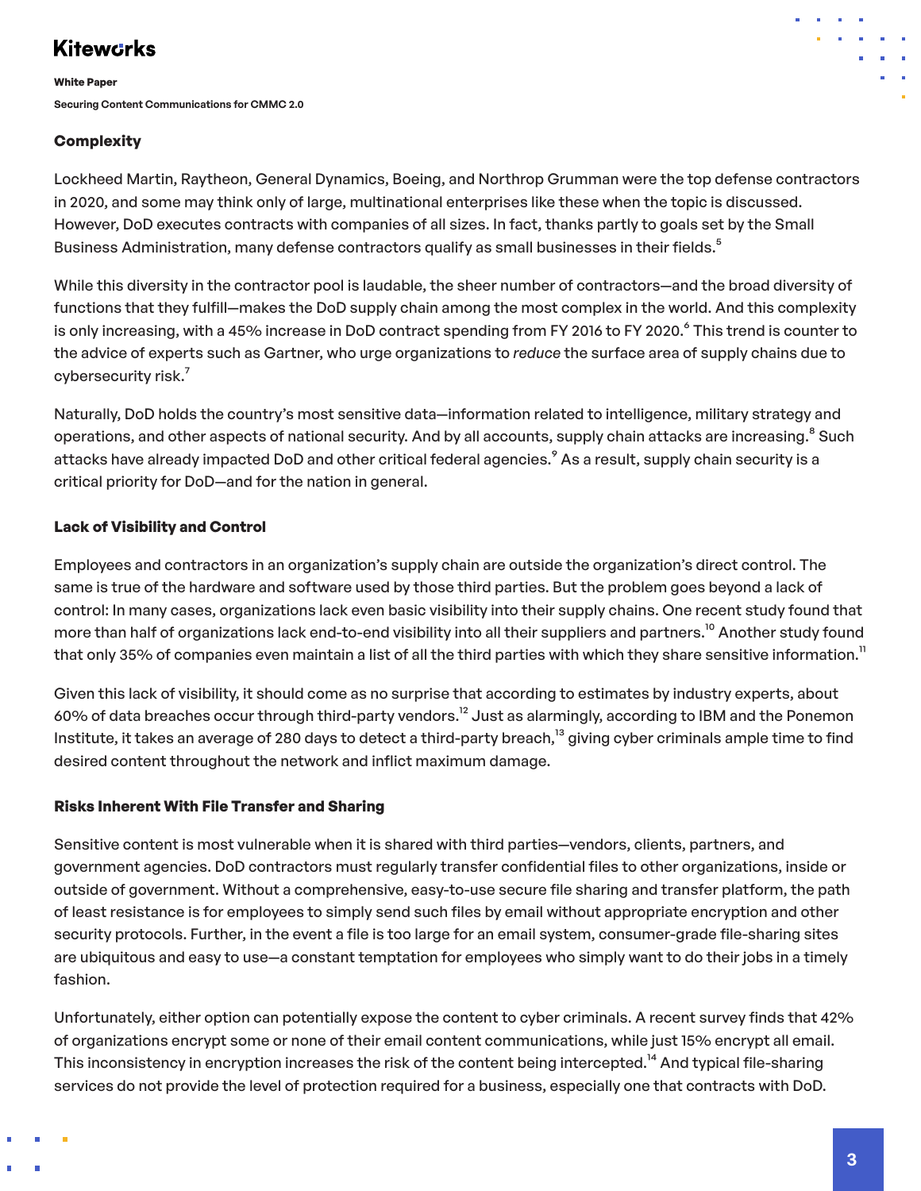### Complexity

Lockheed Martin, Raytheon, General Dynamics, Boeing, and Northrop Grumman were the top defense contractors in 2020, and some may think only of large, multinational enterprises like these when the topic is discussed. However, DoD executes contracts with companies of all sizes. In fact, thanks partly to goals set by the Small Business Administration, many defense contractors qualify as small businesses in their fields.[5]

While this diversity in the contractor pool is laudable, the sheer number of contractors—and the broad diversity of functions that they fulfill—makes the DoD supply chain among the most complex in the world. And this complexity is only increasing, with a 45% increase in DoD contract spending from FY 2016 to FY 2020.[6] This trend is counter to the advice of experts such as Gartner, who urge organizations to *reduce* the surface area of supply chains due to cybersecurity risk.[7]

Naturally, DoD holds the country's most sensitive data—information related to intelligence, military strategy and operations, and other aspects of national security. And by all accounts, supply chain attacks are increasing.[8] Such attacks have already impacted DoD and other critical federal agencies.[9] As a result, supply chain security is a critical priority for DoD—and for the nation in general.

### Lack of Visibility and Control

Employees and contractors in an organization's supply chain are outside the organization's direct control. The same is true of the hardware and software used by those third parties. But the problem goes beyond a lack of control: In many cases, organizations lack even basic visibility into their supply chains. One recent study found that more than half of organizations lack end-to-end visibility into all their suppliers and partners.[10] Another study found that only 35% of companies even maintain a list of all the third parties with which they share sensitive information.[11]

Given this lack of visibility, it should come as no surprise that according to estimates by industry experts, about 60% of data breaches occur through third-party vendors.[12] Just as alarmingly, according to IBM and the Ponemon Institute, it takes an average of 280 days to detect a third-party breach,[13] giving cyber criminals ample time to find desired content throughout the network and inflict maximum damage.

### Risks Inherent With File Transfer and Sharing

Sensitive content is most vulnerable when it is shared with third parties—vendors, clients, partners, and government agencies. DoD contractors must regularly transfer confidential files to other organizations, inside or outside of government. Without a comprehensive, easy-to-use secure file sharing and transfer platform, the path of least resistance is for employees to simply send such files by email without appropriate encryption and other security protocols. Further, in the event a file is too large for an email system, consumer-grade file-sharing sites are ubiquitous and easy to use—a constant temptation for employees who simply want to do their jobs in a timely fashion.

Unfortunately, either option can potentially expose the content to cyber criminals. A recent survey finds that 42% of organizations encrypt some or none of their email content communications, while just 15% encrypt all email. This inconsistency in encryption increases the risk of the content being intercepted.[14] And typical file-sharing services do not provide the level of protection required for a business, especially one that contracts with DoD.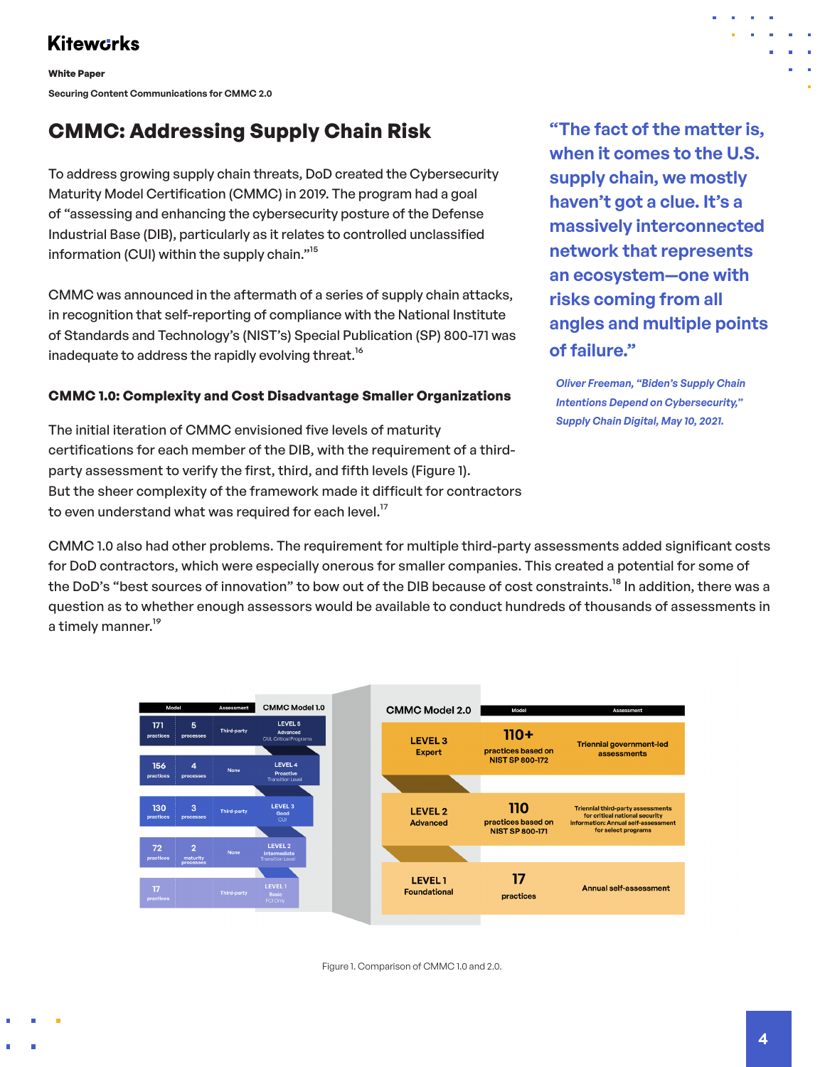## CMMC: Addressing Supply Chain Risk

To address growing supply chain threats, DoD created the Cybersecurity Maturity Model Certification (CMMC) in 2019. The program had a goal of "assessing and enhancing the cybersecurity posture of the Defense Industrial Base (DIB), particularly as it relates to controlled unclassified information (CUI) within the supply chain."[15]

CMMC was announced in the aftermath of a series of supply chain attacks, in recognition that self-reporting of compliance with the National Institute of Standards and Technology's (NIST's) Special Publication (SP) 800-171 was inadequate to address the rapidly evolving threat.[16]

### CMMC 1.0: Complexity and Cost Disadvantage Smaller Organizations

The initial iteration of CMMC envisioned five levels of maturity certifications for each member of the DIB, with the requirement of a third-party assessment to verify the first, third, and fifth levels (Figure 1). But the sheer complexity of the framework made it difficult for contractors to even understand what was required for each level.[17]

> **"The fact of the matter is, when it comes to the U.S. supply chain, we mostly haven't got a clue. It's a massively interconnected network that represents an ecosystem—one with risks coming from all angles and multiple points of failure."**
>
> *Oliver Freeman, "Biden's Supply Chain Intentions Depend on Cybersecurity," Supply Chain Digital, May 10, 2021.*

CMMC 1.0 also had other problems. The requirement for multiple third-party assessments added significant costs for DoD contractors, which were especially onerous for smaller companies. This created a potential for some of the DoD's "best sources of innovation" to bow out of the DIB because of cost constraints.[18] In addition, there was a question as to whether enough assessors would be available to conduct hundreds of thousands of assessments in a timely manner.[19]

| Model | | Assessment | CMMC Model 1.0 |
|---|---|---|---|
| 171 practices | 5 processes | Third-party | LEVEL 5 Advanced CUI, Critical Programs |
| 156 practices | 4 processes | None | LEVEL 4 Proactive Transition Level |
| 130 practices | 3 processes | Third-party | LEVEL 3 Good CUI |
| 72 practices | 2 maturity processes | None | LEVEL 2 Intermediate Transition Level |
| 17 practices | | Third-party | LEVEL 1 Basic FCI Only |

| CMMC Model 2.0 | Model | Assessment |
|---|---|---|
| LEVEL 3 Expert | 110+ practices based on NIST SP 800-172 | Triennial government-led assessments |
| LEVEL 2 Advanced | 110 practices based on NIST SP 800-171 | Triennial third-party assessments for critical national security information; Annual self-assessment for select programs |
| LEVEL 1 Foundational | 17 practices | Annual self-assessment |

Figure 1. Comparison of CMMC 1.0 and 2.0.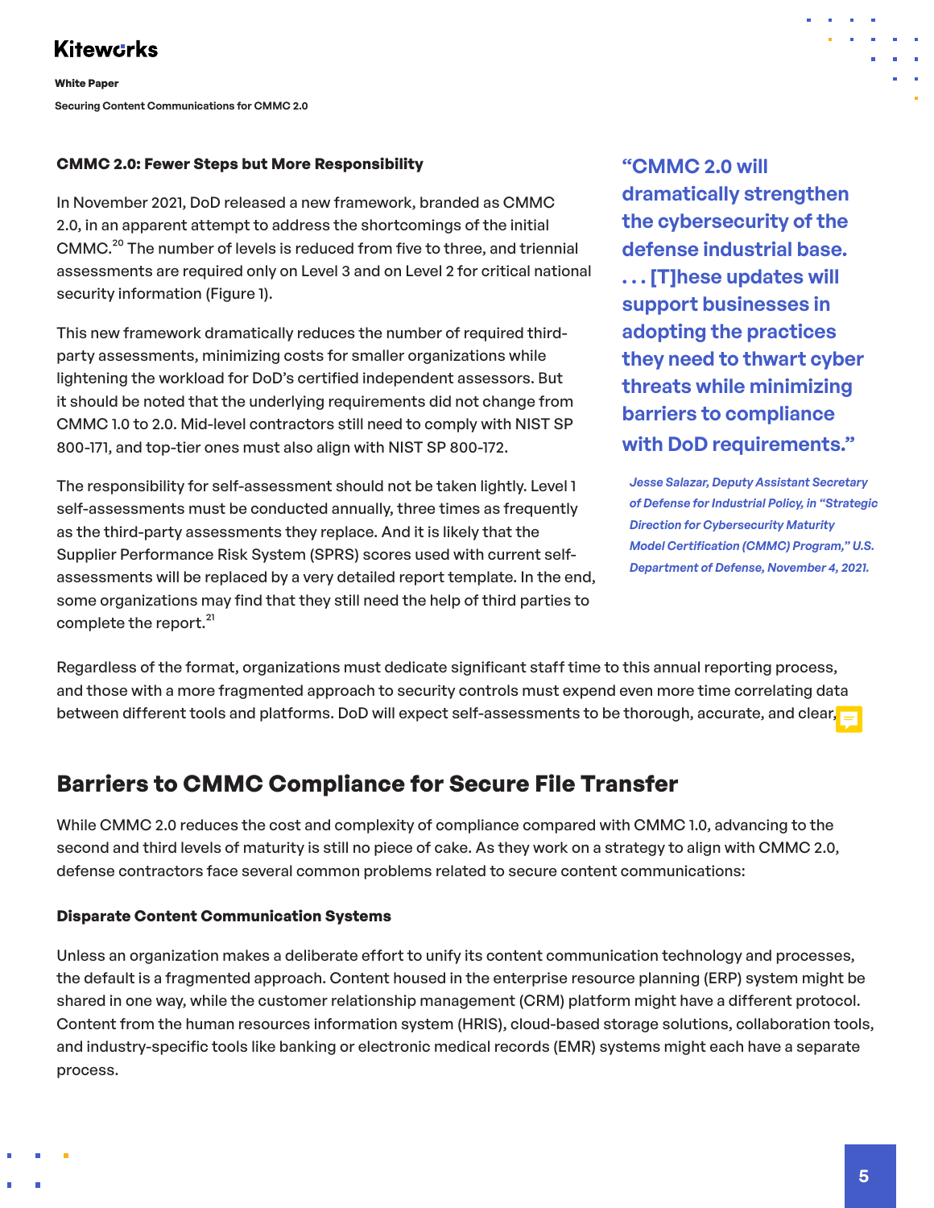### CMMC 2.0: Fewer Steps but More Responsibility

In November 2021, DoD released a new framework, branded as CMMC 2.0, in an apparent attempt to address the shortcomings of the initial CMMC.[20] The number of levels is reduced from five to three, and triennial assessments are required only on Level 3 and on Level 2 for critical national security information (Figure 1).

This new framework dramatically reduces the number of required third-party assessments, minimizing costs for smaller organizations while lightening the workload for DoD's certified independent assessors. But it should be noted that the underlying requirements did not change from CMMC 1.0 to 2.0. Mid-level contractors still need to comply with NIST SP 800-171, and top-tier ones must also align with NIST SP 800-172.

The responsibility for self-assessment should not be taken lightly. Level 1 self-assessments must be conducted annually, three times as frequently as the third-party assessments they replace. And it is likely that the Supplier Performance Risk System (SPRS) scores used with current self-assessments will be replaced by a very detailed report template. In the end, some organizations may find that they still need the help of third parties to complete the report.[21]

> **"CMMC 2.0 will dramatically strengthen the cybersecurity of the defense industrial base. . . . [T]hese updates will support businesses in adopting the practices they need to thwart cyber threats while minimizing barriers to compliance with DoD requirements."**
>
> *Jesse Salazar, Deputy Assistant Secretary of Defense for Industrial Policy, in "Strategic Direction for Cybersecurity Maturity Model Certification (CMMC) Program," U.S. Department of Defense, November 4, 2021.*

Regardless of the format, organizations must dedicate significant staff time to this annual reporting process, and those with a more fragmented approach to security controls must expend even more time correlating data between different tools and platforms. DoD will expect self-assessments to be thorough, accurate, and clear.

## Barriers to CMMC Compliance for Secure File Transfer

While CMMC 2.0 reduces the cost and complexity of compliance compared with CMMC 1.0, advancing to the second and third levels of maturity is still no piece of cake. As they work on a strategy to align with CMMC 2.0, defense contractors face several common problems related to secure content communications:

### Disparate Content Communication Systems

Unless an organization makes a deliberate effort to unify its content communication technology and processes, the default is a fragmented approach. Content housed in the enterprise resource planning (ERP) system might be shared in one way, while the customer relationship management (CRM) platform might have a different protocol. Content from the human resources information system (HRIS), cloud-based storage solutions, collaboration tools, and industry-specific tools like banking or electronic medical records (EMR) systems might each have a separate process.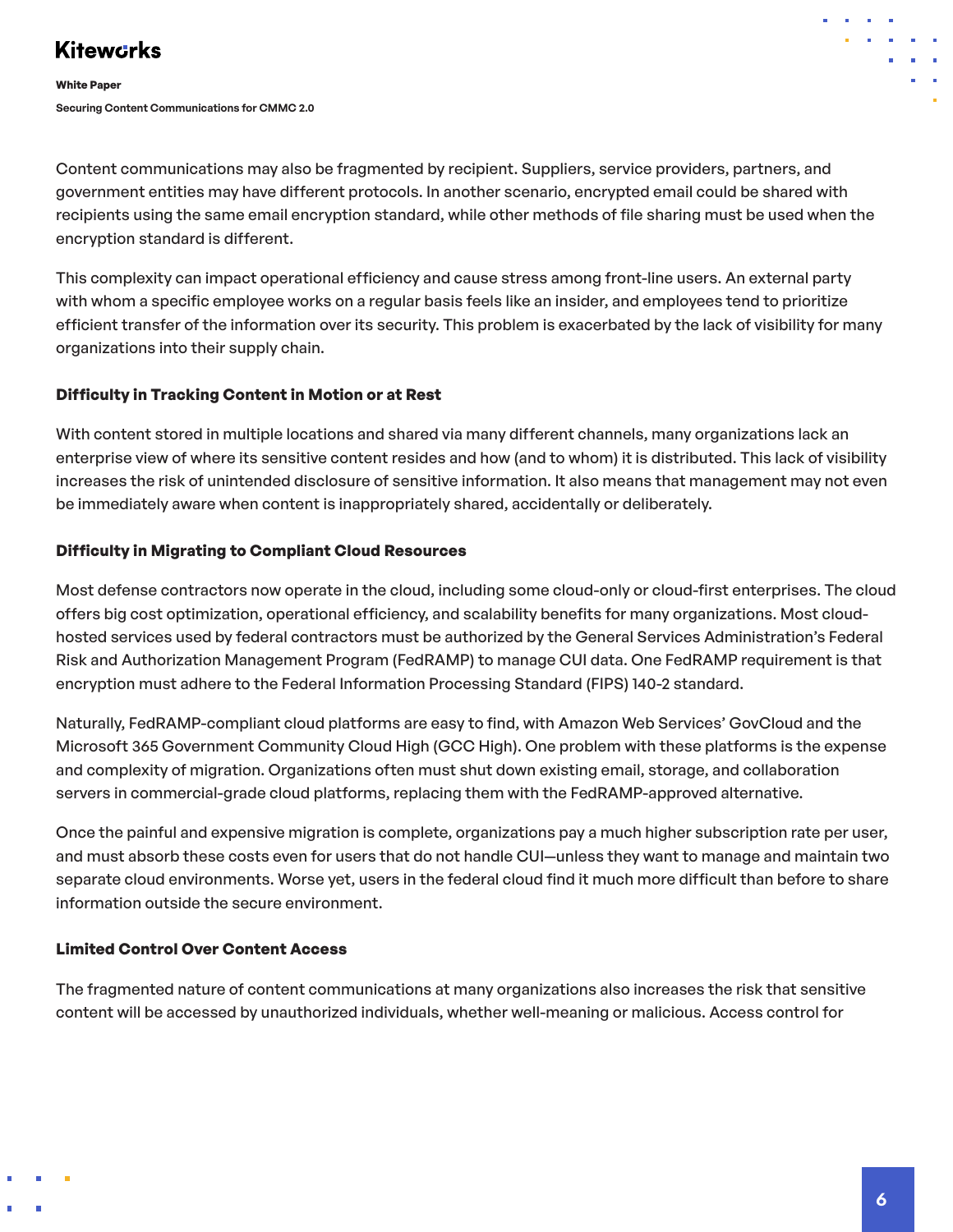Content communications may also be fragmented by recipient. Suppliers, service providers, partners, and government entities may have different protocols. In another scenario, encrypted email could be shared with recipients using the same email encryption standard, while other methods of file sharing must be used when the encryption standard is different.

This complexity can impact operational efficiency and cause stress among front-line users. An external party with whom a specific employee works on a regular basis feels like an insider, and employees tend to prioritize efficient transfer of the information over its security. This problem is exacerbated by the lack of visibility for many organizations into their supply chain.

### Difficulty in Tracking Content in Motion or at Rest

With content stored in multiple locations and shared via many different channels, many organizations lack an enterprise view of where its sensitive content resides and how (and to whom) it is distributed. This lack of visibility increases the risk of unintended disclosure of sensitive information. It also means that management may not even be immediately aware when content is inappropriately shared, accidentally or deliberately.

### Difficulty in Migrating to Compliant Cloud Resources

Most defense contractors now operate in the cloud, including some cloud-only or cloud-first enterprises. The cloud offers big cost optimization, operational efficiency, and scalability benefits for many organizations. Most cloud-hosted services used by federal contractors must be authorized by the General Services Administration's Federal Risk and Authorization Management Program (FedRAMP) to manage CUI data. One FedRAMP requirement is that encryption must adhere to the Federal Information Processing Standard (FIPS) 140-2 standard.

Naturally, FedRAMP-compliant cloud platforms are easy to find, with Amazon Web Services' GovCloud and the Microsoft 365 Government Community Cloud High (GCC High). One problem with these platforms is the expense and complexity of migration. Organizations often must shut down existing email, storage, and collaboration servers in commercial-grade cloud platforms, replacing them with the FedRAMP-approved alternative.

Once the painful and expensive migration is complete, organizations pay a much higher subscription rate per user, and must absorb these costs even for users that do not handle CUI—unless they want to manage and maintain two separate cloud environments. Worse yet, users in the federal cloud find it much more difficult than before to share information outside the secure environment.

### Limited Control Over Content Access

The fragmented nature of content communications at many organizations also increases the risk that sensitive content will be accessed by unauthorized individuals, whether well-meaning or malicious. Access control for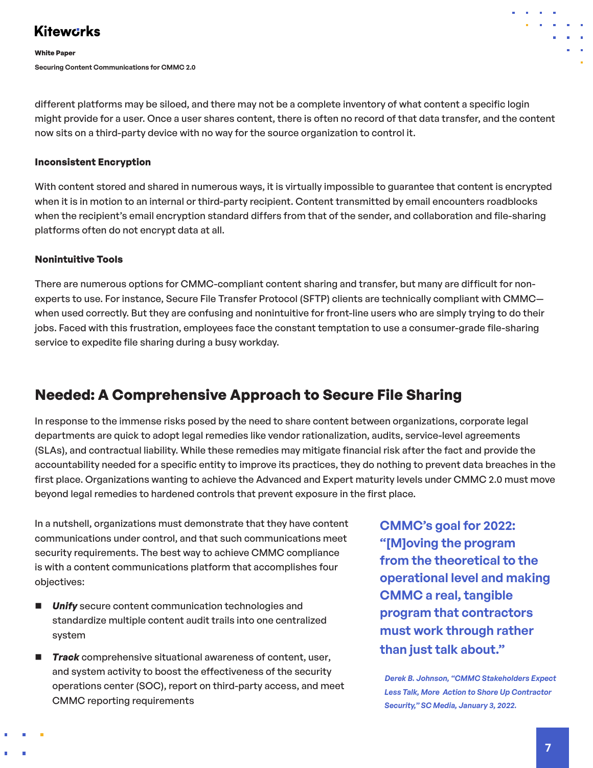different platforms may be siloed, and there may not be a complete inventory of what content a specific login might provide for a user. Once a user shares content, there is often no record of that data transfer, and the content now sits on a third-party device with no way for the source organization to control it.

### Inconsistent Encryption

With content stored and shared in numerous ways, it is virtually impossible to guarantee that content is encrypted when it is in motion to an internal or third-party recipient. Content transmitted by email encounters roadblocks when the recipient's email encryption standard differs from that of the sender, and collaboration and file-sharing platforms often do not encrypt data at all.

### Nonintuitive Tools

There are numerous options for CMMC-compliant content sharing and transfer, but many are difficult for non-experts to use. For instance, Secure File Transfer Protocol (SFTP) clients are technically compliant with CMMC—when used correctly. But they are confusing and nonintuitive for front-line users who are simply trying to do their jobs. Faced with this frustration, employees face the constant temptation to use a consumer-grade file-sharing service to expedite file sharing during a busy workday.

## Needed: A Comprehensive Approach to Secure File Sharing

In response to the immense risks posed by the need to share content between organizations, corporate legal departments are quick to adopt legal remedies like vendor rationalization, audits, service-level agreements (SLAs), and contractual liability. While these remedies may mitigate financial risk after the fact and provide the accountability needed for a specific entity to improve its practices, they do nothing to prevent data breaches in the first place. Organizations wanting to achieve the Advanced and Expert maturity levels under CMMC 2.0 must move beyond legal remedies to hardened controls that prevent exposure in the first place.

In a nutshell, organizations must demonstrate that they have content communications under control, and that such communications meet security requirements. The best way to achieve CMMC compliance is with a content communications platform that accomplishes four objectives:

- ***Unify*** secure content communication technologies and standardize multiple content audit trails into one centralized system
- ***Track*** comprehensive situational awareness of content, user, and system activity to boost the effectiveness of the security operations center (SOC), report on third-party access, and meet CMMC reporting requirements

**CMMC's goal for 2022: "[M]oving the program from the theoretical to the operational level and making CMMC a real, tangible program that contractors must work through rather than just talk about."**

***Derek B. Johnson, "CMMC Stakeholders Expect Less Talk, More Action to Shore Up Contractor Security," SC Media, January 3, 2022.***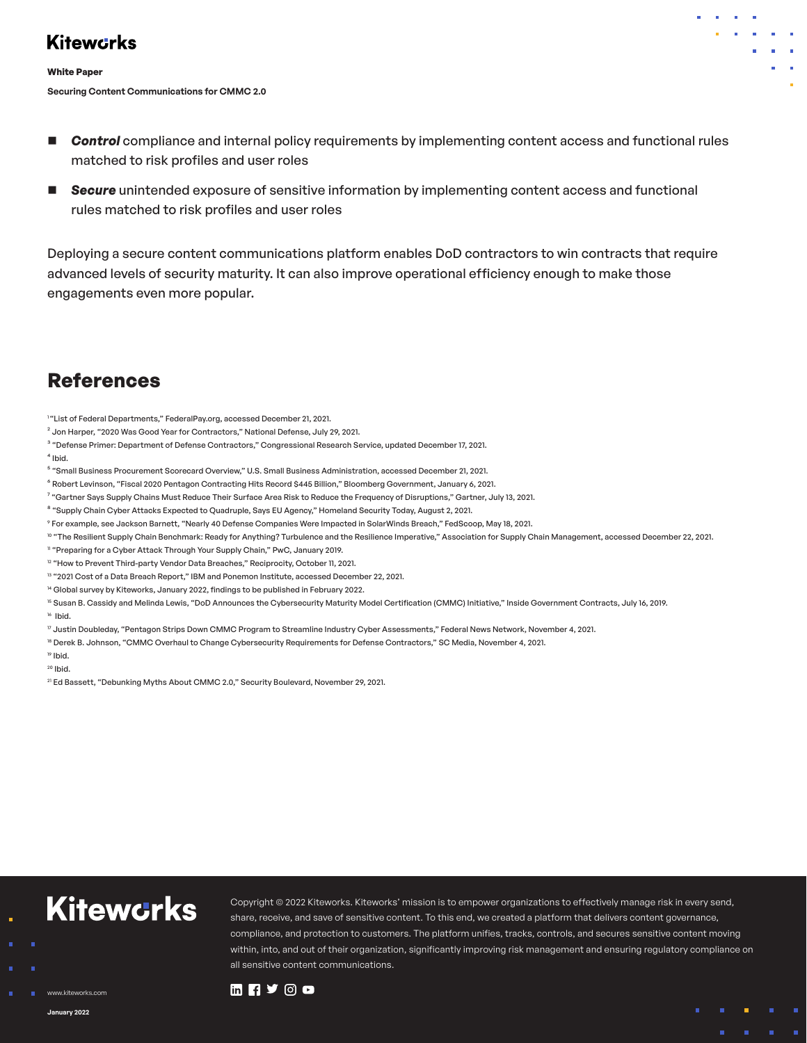- ***Control*** compliance and internal policy requirements by implementing content access and functional rules matched to risk profiles and user roles
- ***Secure*** unintended exposure of sensitive information by implementing content access and functional rules matched to risk profiles and user roles

Deploying a secure content communications platform enables DoD contractors to win contracts that require advanced levels of security maturity. It can also improve operational efficiency enough to make those engagements even more popular.

## References

[1] "List of Federal Departments," FederalPay.org, accessed December 21, 2021.
[2] Jon Harper, "2020 Was Good Year for Contractors," National Defense, July 29, 2021.
[3] "Defense Primer: Department of Defense Contractors," Congressional Research Service, updated December 17, 2021.
[4] Ibid.
[5] "Small Business Procurement Scorecard Overview," U.S. Small Business Administration, accessed December 21, 2021.
[6] Robert Levinson, "Fiscal 2020 Pentagon Contracting Hits Record $445 Billion," Bloomberg Government, January 6, 2021.
[7] "Gartner Says Supply Chains Must Reduce Their Surface Area Risk to Reduce the Frequency of Disruptions," Gartner, July 13, 2021.
[8] "Supply Chain Cyber Attacks Expected to Quadruple, Says EU Agency," Homeland Security Today, August 2, 2021.
[9] For example, see Jackson Barnett, "Nearly 40 Defense Companies Were Impacted in SolarWinds Breach," FedScoop, May 18, 2021.
[10] "The Resilient Supply Chain Benchmark: Ready for Anything? Turbulence and the Resilience Imperative," Association for Supply Chain Management, accessed December 22, 2021.
[11] "Preparing for a Cyber Attack Through Your Supply Chain," PwC, January 2019.
[12] "How to Prevent Third-party Vendor Data Breaches," Reciprocity, October 11, 2021.
[13] "2021 Cost of a Data Breach Report," IBM and Ponemon Institute, accessed December 22, 2021.
[14] Global survey by Kiteworks, January 2022, findings to be published in February 2022.
[15] Susan B. Cassidy and Melinda Lewis, "DoD Announces the Cybersecurity Maturity Model Certification (CMMC) Initiative," Inside Government Contracts, July 16, 2019.
[16] Ibid.
[17] Justin Doubleday, "Pentagon Strips Down CMMC Program to Streamline Industry Cyber Assessments," Federal News Network, November 4, 2021.
[18] Derek B. Johnson, "CMMC Overhaul to Change Cybersecurity Requirements for Defense Contractors," SC Media, November 4, 2021.
[19] Ibid.
[20] Ibid.
[21] Ed Bassett, "Debunking Myths About CMMC 2.0," Security Boulevard, November 29, 2021.

Copyright © 2022 Kiteworks. Kiteworks' mission is to empower organizations to effectively manage risk in every send, share, receive, and save of sensitive content. To this end, we created a platform that delivers content governance, compliance, and protection to customers. The platform unifies, tracks, controls, and secures sensitive content moving within, into, and out of their organization, significantly improving risk management and ensuring regulatory compliance on all sensitive content communications.

www.kiteworks.com

January 2022